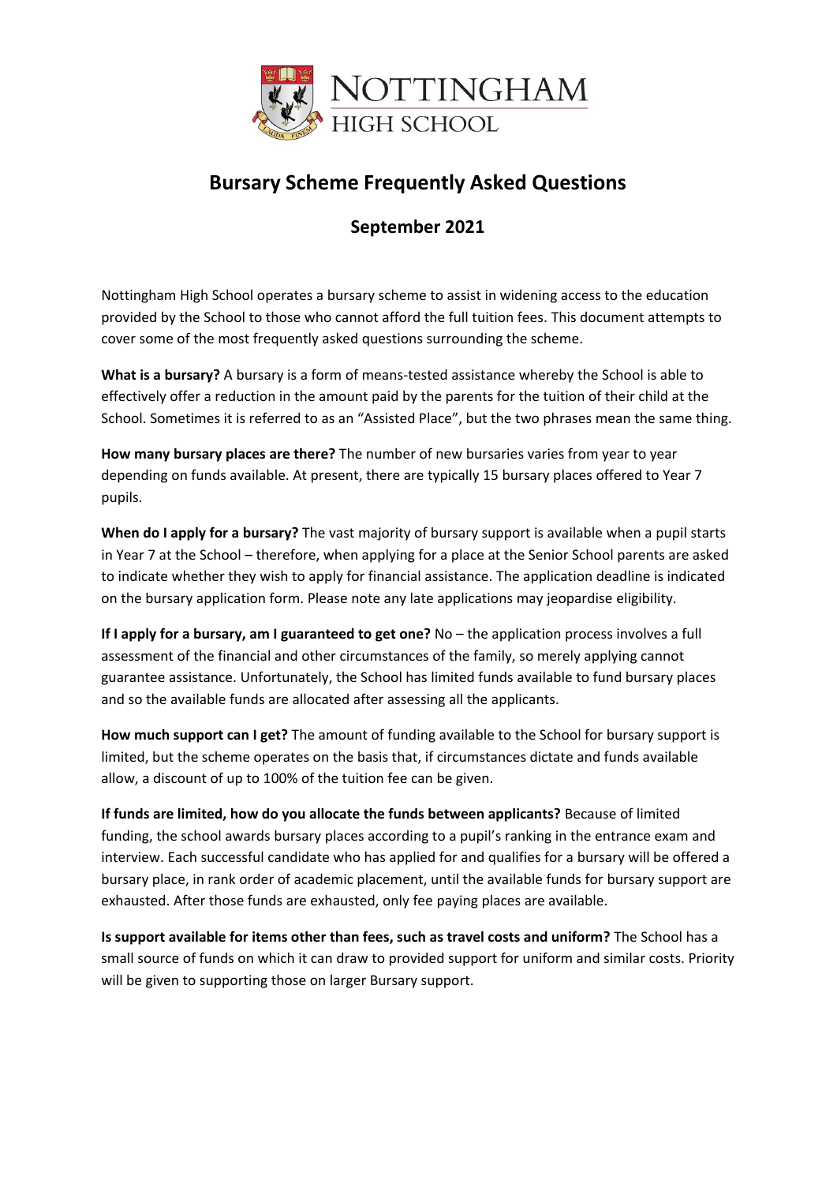NOTTINGHAM HIGH SCHOOL

# Bursary Scheme Frequently Asked Questions

## September 2021

Nottingham High School operates a bursary scheme to assist in widening access to the education provided by the School to those who cannot afford the full tuition fees. This document attempts to cover some of the most frequently asked questions surrounding the scheme.

**What is a bursary?** A bursary is a form of means-tested assistance whereby the School is able to effectively offer a reduction in the amount paid by the parents for the tuition of their child at the School. Sometimes it is referred to as an "Assisted Place", but the two phrases mean the same thing.

**How many bursary places are there?** The number of new bursaries varies from year to year depending on funds available. At present, there are typically 15 bursary places offered to Year 7 pupils.

**When do I apply for a bursary?** The vast majority of bursary support is available when a pupil starts in Year 7 at the School – therefore, when applying for a place at the Senior School parents are asked to indicate whether they wish to apply for financial assistance. The application deadline is indicated on the bursary application form. Please note any late applications may jeopardise eligibility.

**If I apply for a bursary, am I guaranteed to get one?** No – the application process involves a full assessment of the financial and other circumstances of the family, so merely applying cannot guarantee assistance. Unfortunately, the School has limited funds available to fund bursary places and so the available funds are allocated after assessing all the applicants.

**How much support can I get?** The amount of funding available to the School for bursary support is limited, but the scheme operates on the basis that, if circumstances dictate and funds available allow, a discount of up to 100% of the tuition fee can be given.

**If funds are limited, how do you allocate the funds between applicants?** Because of limited funding, the school awards bursary places according to a pupil's ranking in the entrance exam and interview. Each successful candidate who has applied for and qualifies for a bursary will be offered a bursary place, in rank order of academic placement, until the available funds for bursary support are exhausted. After those funds are exhausted, only fee paying places are available.

**Is support available for items other than fees, such as travel costs and uniform?** The School has a small source of funds on which it can draw to provided support for uniform and similar costs. Priority will be given to supporting those on larger Bursary support.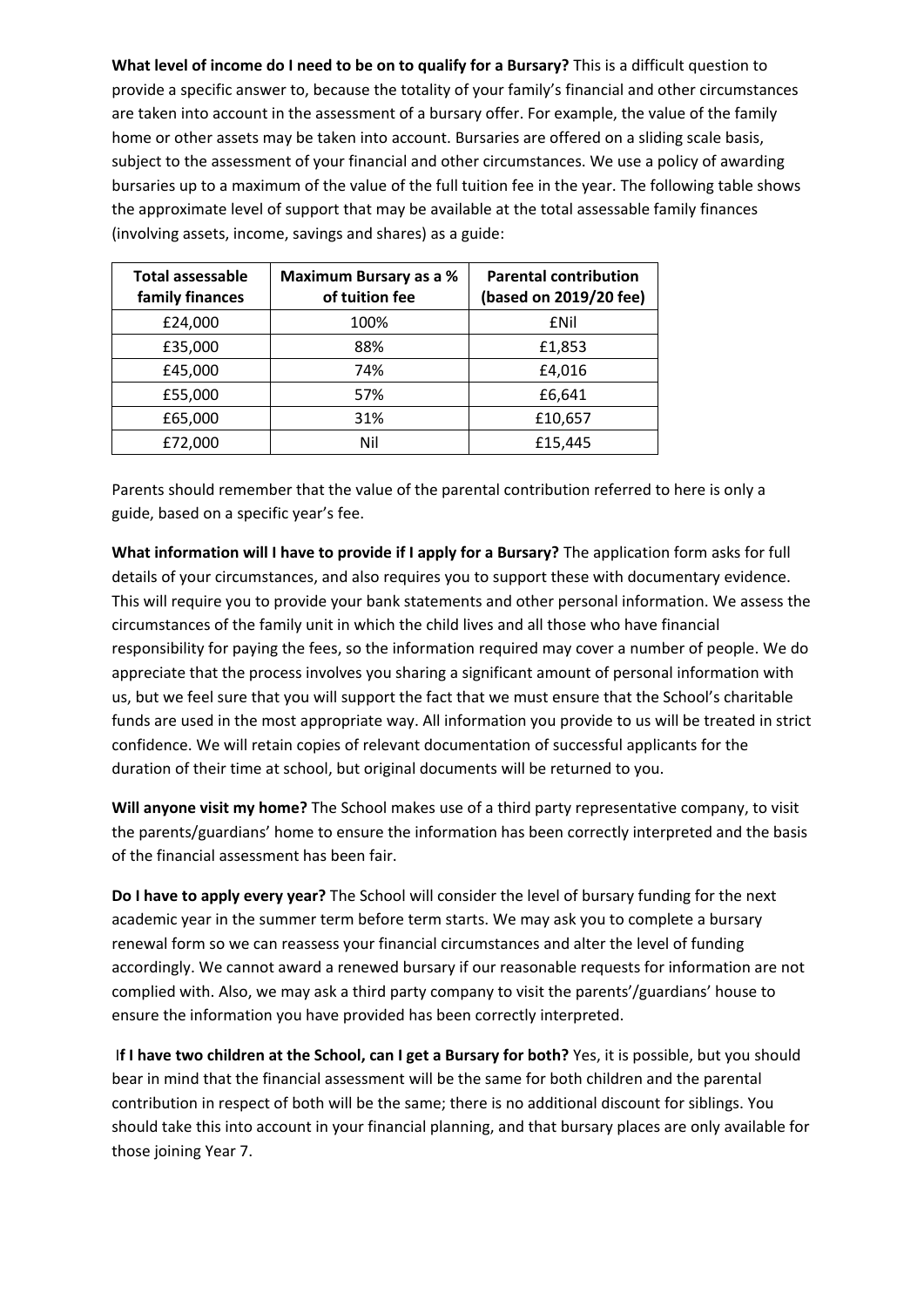**What level of income do I need to be on to qualify for a Bursary?** This is a difficult question to provide a specific answer to, because the totality of your family's financial and other circumstances are taken into account in the assessment of a bursary offer. For example, the value of the family home or other assets may be taken into account. Bursaries are offered on a sliding scale basis, subject to the assessment of your financial and other circumstances. We use a policy of awarding bursaries up to a maximum of the value of the full tuition fee in the year. The following table shows the approximate level of support that may be available at the total assessable family finances (involving assets, income, savings and shares) as a guide:

| Total assessable family finances | Maximum Bursary as a % of tuition fee | Parental contribution (based on 2019/20 fee) |
|---|---|---|
| £24,000 | 100% | £Nil |
| £35,000 | 88% | £1,853 |
| £45,000 | 74% | £4,016 |
| £55,000 | 57% | £6,641 |
| £65,000 | 31% | £10,657 |
| £72,000 | Nil | £15,445 |

Parents should remember that the value of the parental contribution referred to here is only a guide, based on a specific year's fee.

**What information will I have to provide if I apply for a Bursary?** The application form asks for full details of your circumstances, and also requires you to support these with documentary evidence. This will require you to provide your bank statements and other personal information. We assess the circumstances of the family unit in which the child lives and all those who have financial responsibility for paying the fees, so the information required may cover a number of people. We do appreciate that the process involves you sharing a significant amount of personal information with us, but we feel sure that you will support the fact that we must ensure that the School's charitable funds are used in the most appropriate way. All information you provide to us will be treated in strict confidence. We will retain copies of relevant documentation of successful applicants for the duration of their time at school, but original documents will be returned to you.

**Will anyone visit my home?** The School makes use of a third party representative company, to visit the parents/guardians' home to ensure the information has been correctly interpreted and the basis of the financial assessment has been fair.

**Do I have to apply every year?** The School will consider the level of bursary funding for the next academic year in the summer term before term starts. We may ask you to complete a bursary renewal form so we can reassess your financial circumstances and alter the level of funding accordingly. We cannot award a renewed bursary if our reasonable requests for information are not complied with. Also, we may ask a third party company to visit the parents'/guardians' house to ensure the information you have provided has been correctly interpreted.

**If I have two children at the School, can I get a Bursary for both?** Yes, it is possible, but you should bear in mind that the financial assessment will be the same for both children and the parental contribution in respect of both will be the same; there is no additional discount for siblings. You should take this into account in your financial planning, and that bursary places are only available for those joining Year 7.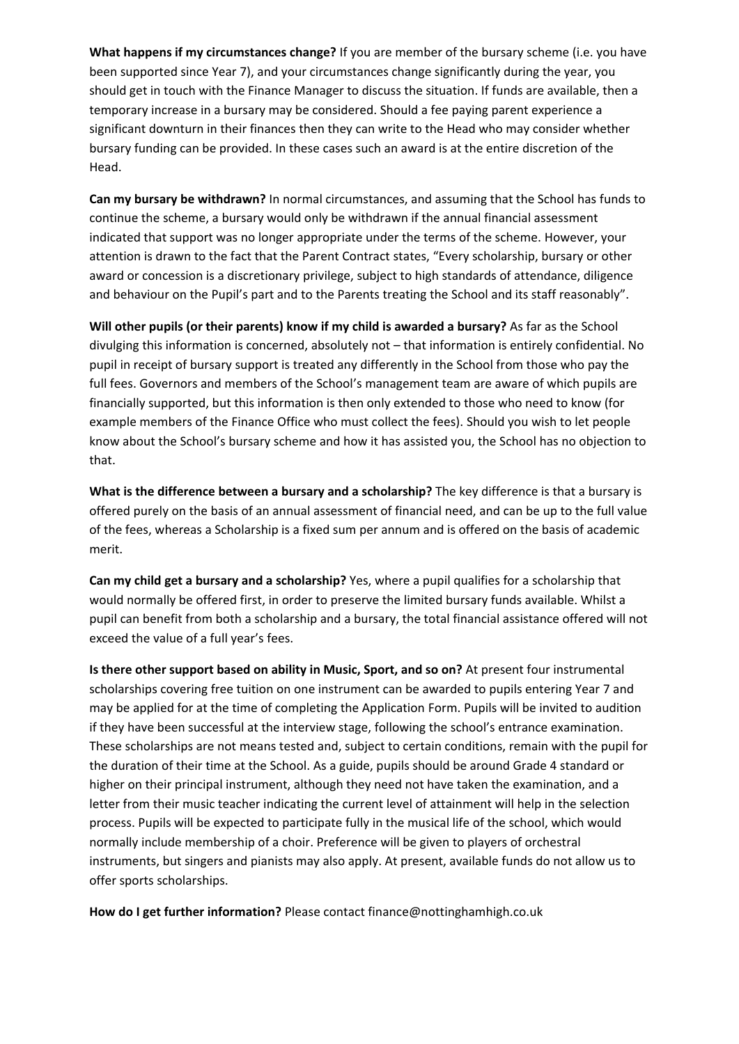**What happens if my circumstances change?** If you are member of the bursary scheme (i.e. you have been supported since Year 7), and your circumstances change significantly during the year, you should get in touch with the Finance Manager to discuss the situation. If funds are available, then a temporary increase in a bursary may be considered. Should a fee paying parent experience a significant downturn in their finances then they can write to the Head who may consider whether bursary funding can be provided. In these cases such an award is at the entire discretion of the Head.

**Can my bursary be withdrawn?** In normal circumstances, and assuming that the School has funds to continue the scheme, a bursary would only be withdrawn if the annual financial assessment indicated that support was no longer appropriate under the terms of the scheme. However, your attention is drawn to the fact that the Parent Contract states, "Every scholarship, bursary or other award or concession is a discretionary privilege, subject to high standards of attendance, diligence and behaviour on the Pupil's part and to the Parents treating the School and its staff reasonably".

**Will other pupils (or their parents) know if my child is awarded a bursary?** As far as the School divulging this information is concerned, absolutely not – that information is entirely confidential. No pupil in receipt of bursary support is treated any differently in the School from those who pay the full fees. Governors and members of the School's management team are aware of which pupils are financially supported, but this information is then only extended to those who need to know (for example members of the Finance Office who must collect the fees). Should you wish to let people know about the School's bursary scheme and how it has assisted you, the School has no objection to that.

**What is the difference between a bursary and a scholarship?** The key difference is that a bursary is offered purely on the basis of an annual assessment of financial need, and can be up to the full value of the fees, whereas a Scholarship is a fixed sum per annum and is offered on the basis of academic merit.

**Can my child get a bursary and a scholarship?** Yes, where a pupil qualifies for a scholarship that would normally be offered first, in order to preserve the limited bursary funds available. Whilst a pupil can benefit from both a scholarship and a bursary, the total financial assistance offered will not exceed the value of a full year's fees.

**Is there other support based on ability in Music, Sport, and so on?** At present four instrumental scholarships covering free tuition on one instrument can be awarded to pupils entering Year 7 and may be applied for at the time of completing the Application Form. Pupils will be invited to audition if they have been successful at the interview stage, following the school's entrance examination. These scholarships are not means tested and, subject to certain conditions, remain with the pupil for the duration of their time at the School. As a guide, pupils should be around Grade 4 standard or higher on their principal instrument, although they need not have taken the examination, and a letter from their music teacher indicating the current level of attainment will help in the selection process. Pupils will be expected to participate fully in the musical life of the school, which would normally include membership of a choir. Preference will be given to players of orchestral instruments, but singers and pianists may also apply. At present, available funds do not allow us to offer sports scholarships.

**How do I get further information?** Please contact finance@nottinghamhigh.co.uk